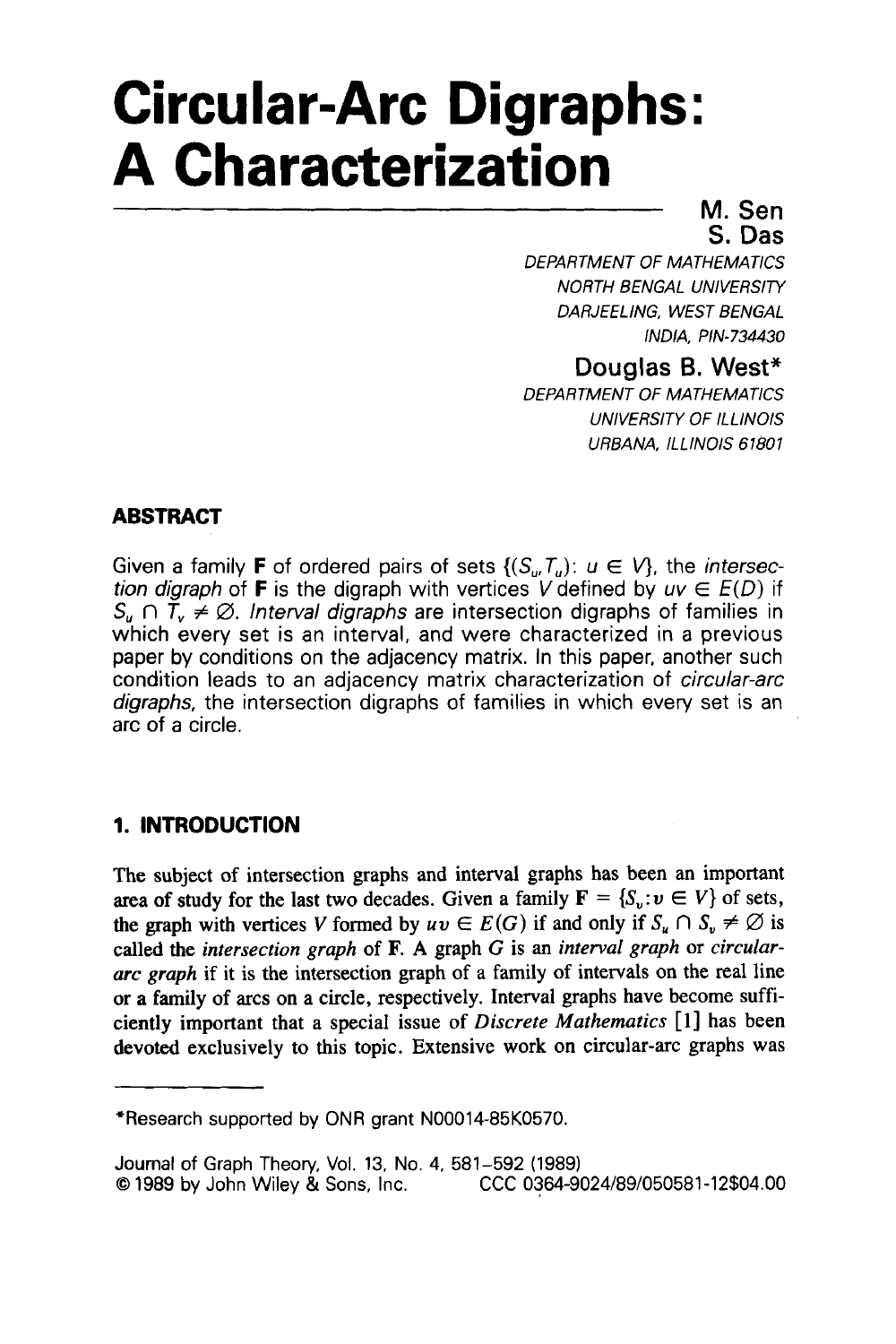# Circular-Arc Digraphs: A Characterization

**M. Sen**
**S. Das**

*DEPARTMENT OF MATHEMATICS*
*NORTH BENGAL UNIVERSITY*
*DARJEELING, WEST BENGAL*
*INDIA, PIN-734430*

**Douglas B. West***

*DEPARTMENT OF MATHEMATICS*
*UNIVERSITY OF ILLINOIS*
*URBANA, ILLINOIS 61801*

## ABSTRACT

Given a family **F** of ordered pairs of sets $\{(S_u, T_u): u \in V\}$, the *intersection digraph* of **F** is the digraph with vertices $V$ defined by $uv \in E(D)$ if $S_u \cap T_v \neq \varnothing$. *Interval digraphs* are intersection digraphs of families in which every set is an interval, and were characterized in a previous paper by conditions on the adjacency matrix. In this paper, another such condition leads to an adjacency matrix characterization of *circular-arc digraphs*, the intersection digraphs of families in which every set is an arc of a circle.

## 1. INTRODUCTION

The subject of intersection graphs and interval graphs has been an important area of study for the last two decades. Given a family $\mathbf{F} = \{S_v : v \in V\}$ of sets, the graph with vertices $V$ formed by $uv \in E(G)$ if and only if $S_u \cap S_v \neq \varnothing$ is called the *intersection graph* of **F**. A graph $G$ is an *interval graph* or *circular-arc graph* if it is the intersection graph of a family of intervals on the real line or a family of arcs on a circle, respectively. Interval graphs have become sufficiently important that a special issue of *Discrete Mathematics* [1] has been devoted exclusively to this topic. Extensive work on circular-arc graphs was

*Research supported by ONR grant N00014-85K0570.

Journal of Graph Theory, Vol. 13, No. 4, 581–592 (1989)
© 1989 by John Wiley & Sons, Inc. CCC 0364-9024/89/050581-12$04.00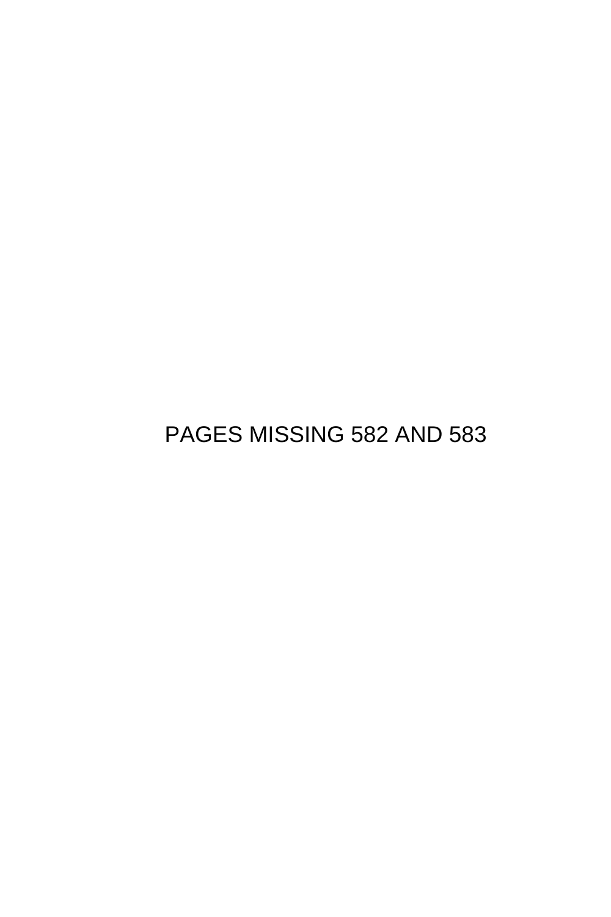PAGES MISSING 582 AND 583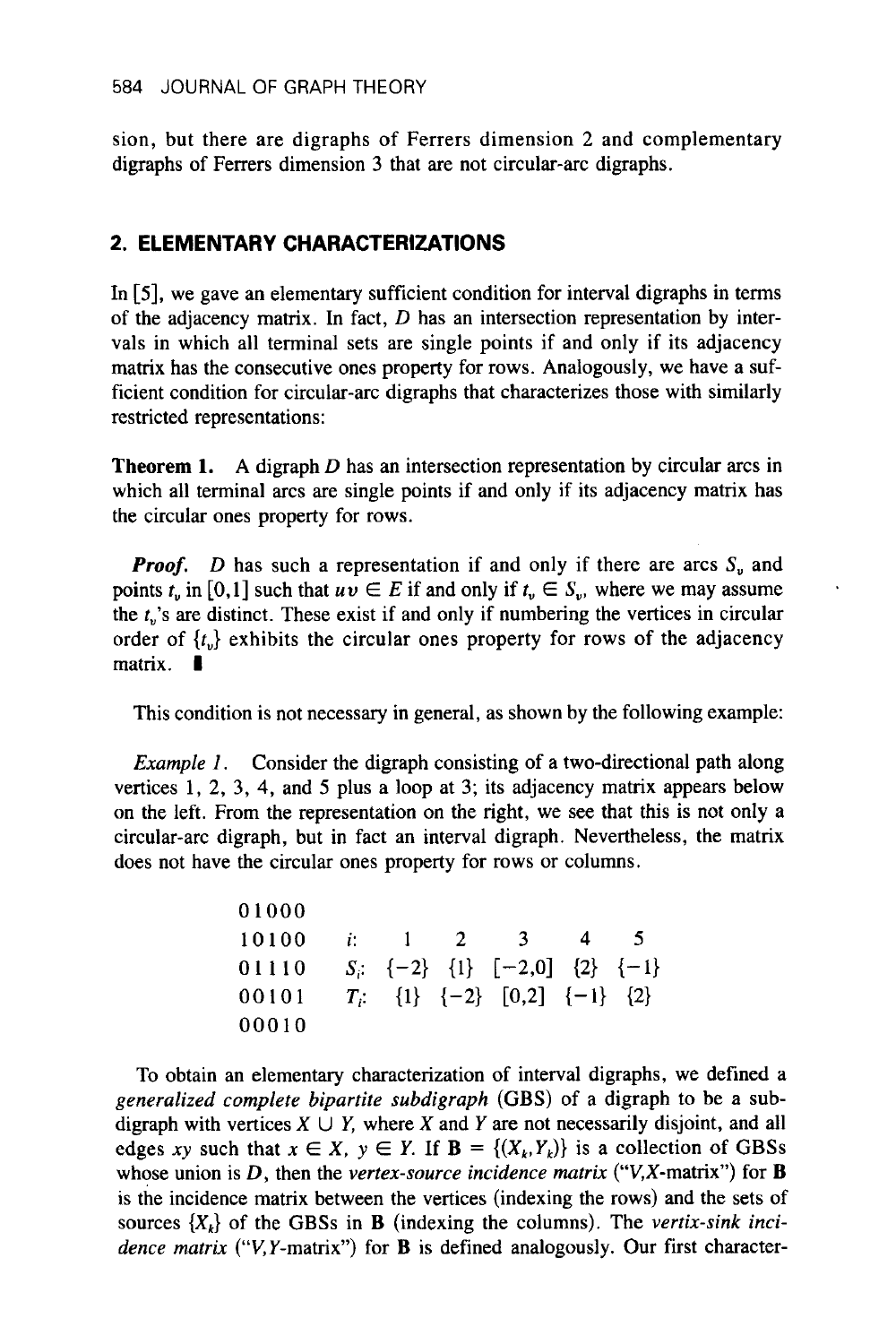sion, but there are digraphs of Ferrers dimension 2 and complementary digraphs of Ferrers dimension 3 that are not circular-arc digraphs.

## 2. ELEMENTARY CHARACTERIZATIONS

In [5], we gave an elementary sufficient condition for interval digraphs in terms of the adjacency matrix. In fact, $D$ has an intersection representation by intervals in which all terminal sets are single points if and only if its adjacency matrix has the consecutive ones property for rows. Analogously, we have a sufficient condition for circular-arc digraphs that characterizes those with similarly restricted representations:

**Theorem 1.** A digraph $D$ has an intersection representation by circular arcs in which all terminal arcs are single points if and only if its adjacency matrix has the circular ones property for rows.

***Proof.*** $D$ has such a representation if and only if there are arcs $S_v$ and points $t_v$ in $[0,1]$ such that $uv \in E$ if and only if $t_v \in S_v$, where we may assume the $t_v$'s are distinct. These exist if and only if numbering the vertices in circular order of $\{t_v\}$ exhibits the circular ones property for rows of the adjacency matrix. ∎

This condition is not necessary in general, as shown by the following example:

*Example 1.* Consider the digraph consisting of a two-directional path along vertices 1, 2, 3, 4, and 5 plus a loop at 3; its adjacency matrix appears below on the left. From the representation on the right, we see that this is not only a circular-arc digraph, but in fact an interval digraph. Nevertheless, the matrix does not have the circular ones property for rows or columns.

```
01000
10100
01110
00101
00010
```

| $i$: | 1 | 2 | 3 | 4 | 5 |
|---|---|---|---|---|---|
| $S_i$: | $\{-2\}$ | $\{1\}$ | $[-2,0]$ | $\{2\}$ | $\{-1\}$ |
| $T_i$: | $\{1\}$ | $\{-2\}$ | $[0,2]$ | $\{-1\}$ | $\{2\}$ |

To obtain an elementary characterization of interval digraphs, we defined a *generalized complete bipartite subdigraph* (**GBS**) of a digraph to be a subdigraph with vertices $X \cup Y$, where $X$ and $Y$ are not necessarily disjoint, and all edges $xy$ such that $x \in X$, $y \in Y$. If $\mathbf{B} = \{(X_k, Y_k)\}$ is a collection of GBSs whose union is $D$, then the *vertex-source incidence matrix* ("$V,X$-matrix") for $\mathbf{B}$ is the incidence matrix between the vertices (indexing the rows) and the sets of sources $\{X_k\}$ of the GBSs in $\mathbf{B}$ (indexing the columns). The *vertix-sink incidence matrix* ("$V,Y$-matrix") for $\mathbf{B}$ is defined analogously. Our first character-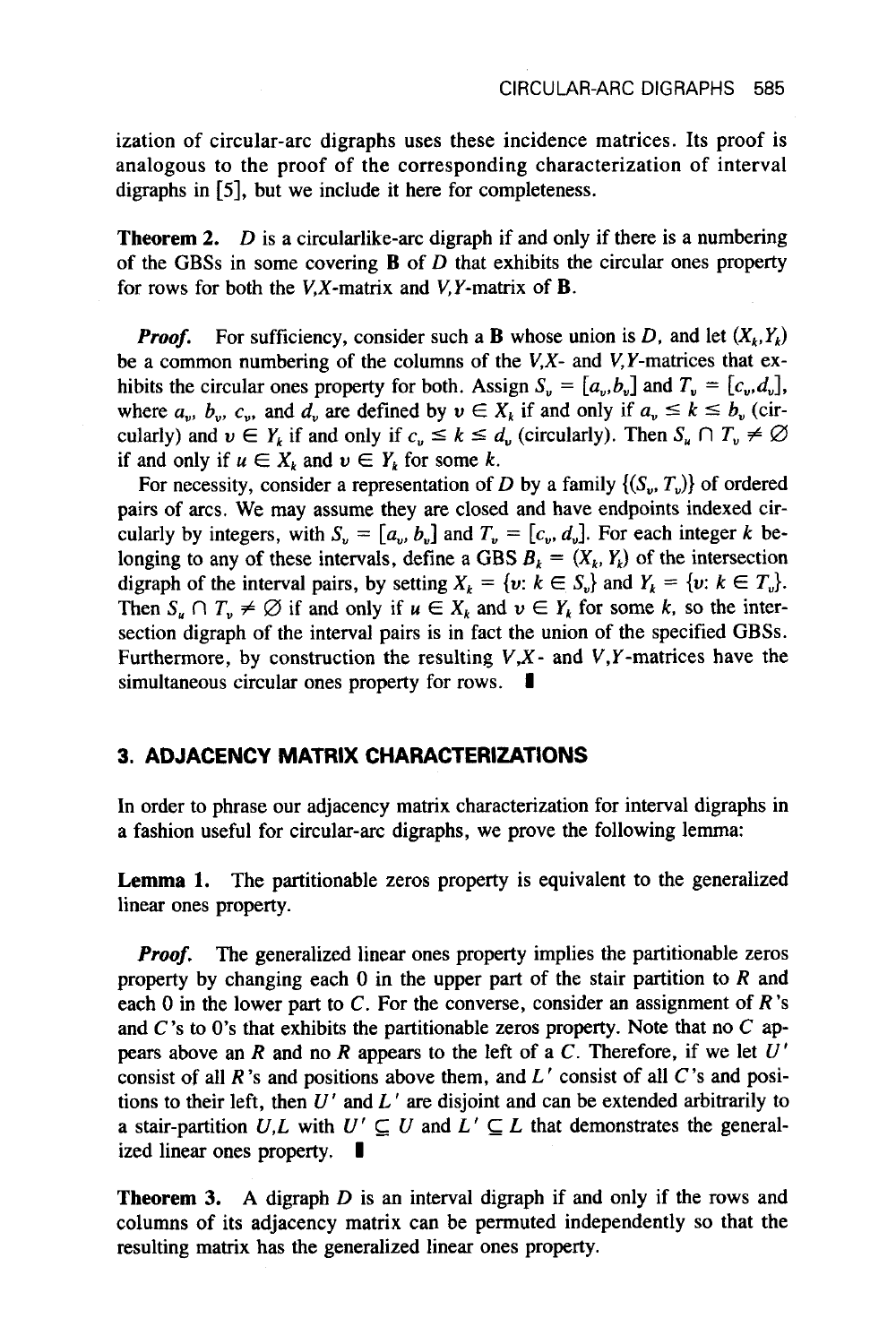ization of circular-arc digraphs uses these incidence matrices. Its proof is analogous to the proof of the corresponding characterization of interval digraphs in [5], but we include it here for completeness.

**Theorem 2.** $D$ is a circularlike-arc digraph if and only if there is a numbering of the GBSs in some covering **B** of $D$ that exhibits the circular ones property for rows for both the $V,X$-matrix and $V,Y$-matrix of **B**.

***Proof.*** For sufficiency, consider such a **B** whose union is $D$, and let $(X_k,Y_k)$ be a common numbering of the columns of the $V,X$- and $V,Y$-matrices that exhibits the circular ones property for both. Assign $S_v = [a_v,b_v]$ and $T_v = [c_v,d_v]$, where $a_v$, $b_v$, $c_v$, and $d_v$ are defined by $v \in X_k$ if and only if $a_v \leq k \leq b_v$ (circularly) and $v \in Y_k$ if and only if $c_v \leq k \leq d_v$ (circularly). Then $S_u \cap T_v \neq \varnothing$ if and only if $u \in X_k$ and $v \in Y_k$ for some $k$.

For necessity, consider a representation of $D$ by a family $\{(S_v, T_v)\}$ of ordered pairs of arcs. We may assume they are closed and have endpoints indexed circularly by integers, with $S_v = [a_v, b_v]$ and $T_v = [c_v, d_v]$. For each integer $k$ belonging to any of these intervals, define a GBS $B_k = (X_k, Y_k)$ of the intersection digraph of the interval pairs, by setting $X_k = \{v\colon k \in S_v\}$ and $Y_k = \{v\colon k \in T_v\}$. Then $S_u \cap T_v \neq \varnothing$ if and only if $u \in X_k$ and $v \in Y_k$ for some $k$, so the intersection digraph of the interval pairs is in fact the union of the specified GBSs. Furthermore, by construction the resulting $V,X$- and $V,Y$-matrices have the simultaneous circular ones property for rows. ∎

## 3. ADJACENCY MATRIX CHARACTERIZATIONS

In order to phrase our adjacency matrix characterization for interval digraphs in a fashion useful for circular-arc digraphs, we prove the following lemma:

**Lemma 1.** The partitionable zeros property is equivalent to the generalized linear ones property.

***Proof.*** The generalized linear ones property implies the partitionable zeros property by changing each 0 in the upper part of the stair partition to $R$ and each 0 in the lower part to $C$. For the converse, consider an assignment of $R$'s and $C$'s to 0's that exhibits the partitionable zeros property. Note that no $C$ appears above an $R$ and no $R$ appears to the left of a $C$. Therefore, if we let $U'$ consist of all $R$'s and positions above them, and $L'$ consist of all $C$'s and positions to their left, then $U'$ and $L'$ are disjoint and can be extended arbitrarily to a stair-partition $U,L$ with $U' \subseteq U$ and $L' \subseteq L$ that demonstrates the generalized linear ones property. ∎

**Theorem 3.** A digraph $D$ is an interval digraph if and only if the rows and columns of its adjacency matrix can be permuted independently so that the resulting matrix has the generalized linear ones property.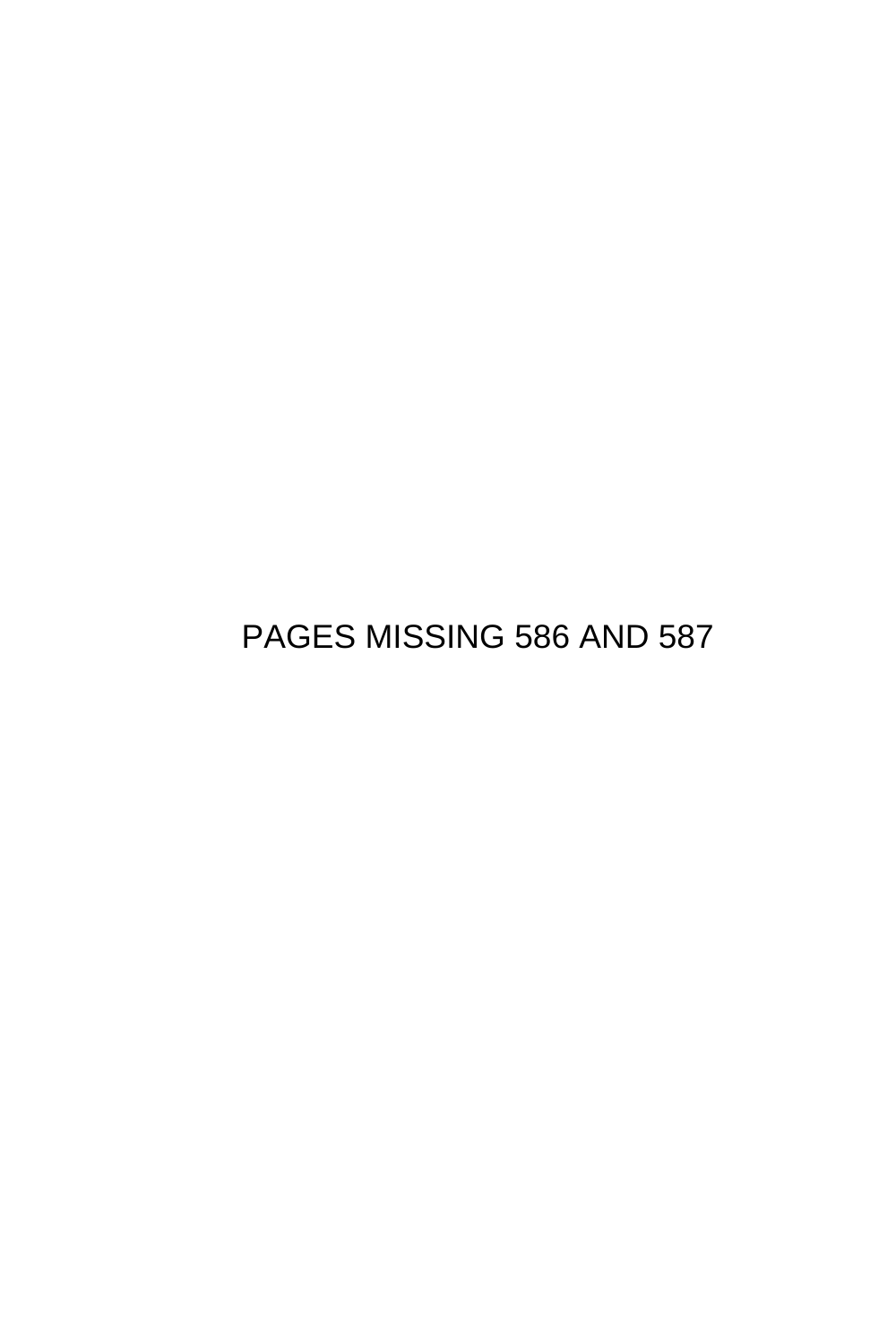PAGES MISSING 586 AND 587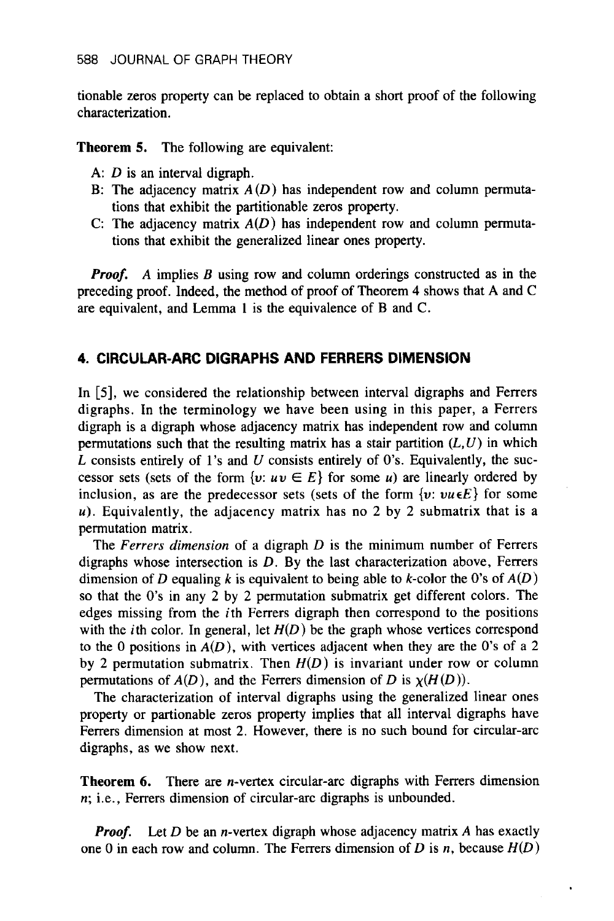tionable zeros property can be replaced to obtain a short proof of the following characterization.

**Theorem 5.** The following are equivalent:

- A: $D$ is an interval digraph.
- B: The adjacency matrix $A(D)$ has independent row and column permutations that exhibit the partitionable zeros property.
- C: The adjacency matrix $A(D)$ has independent row and column permutations that exhibit the generalized linear ones property.

***Proof.*** $A$ implies $B$ using row and column orderings constructed as in the preceding proof. Indeed, the method of proof of Theorem 4 shows that A and C are equivalent, and Lemma 1 is the equivalence of B and C.

## 4. CIRCULAR-ARC DIGRAPHS AND FERRERS DIMENSION

In [5], we considered the relationship between interval digraphs and Ferrers digraphs. In the terminology we have been using in this paper, a Ferrers digraph is a digraph whose adjacency matrix has independent row and column permutations such that the resulting matrix has a stair partition $(L, U)$ in which $L$ consists entirely of 1's and $U$ consists entirely of 0's. Equivalently, the successor sets (sets of the form $\{v: uv \in E\}$ for some $u$) are linearly ordered by inclusion, as are the predecessor sets (sets of the form $\{v: vu \in E\}$ for some $u$). Equivalently, the adjacency matrix has no 2 by 2 submatrix that is a permutation matrix.

The *Ferrers dimension* of a digraph $D$ is the minimum number of Ferrers digraphs whose intersection is $D$. By the last characterization above, Ferrers dimension of $D$ equaling $k$ is equivalent to being able to $k$-color the 0's of $A(D)$ so that the 0's in any 2 by 2 permutation submatrix get different colors. The edges missing from the $i$th Ferrers digraph then correspond to the positions with the $i$th color. In general, let $H(D)$ be the graph whose vertices correspond to the 0 positions in $A(D)$, with vertices adjacent when they are the 0's of a 2 by 2 permutation submatrix. Then $H(D)$ is invariant under row or column permutations of $A(D)$, and the Ferrers dimension of $D$ is $\chi(H(D))$.

The characterization of interval digraphs using the generalized linear ones property or partionable zeros property implies that all interval digraphs have Ferrers dimension at most 2. However, there is no such bound for circular-arc digraphs, as we show next.

**Theorem 6.** There are $n$-vertex circular-arc digraphs with Ferrers dimension $n$; i.e., Ferrers dimension of circular-arc digraphs is unbounded.

***Proof.*** Let $D$ be an $n$-vertex digraph whose adjacency matrix $A$ has exactly one 0 in each row and column. The Ferrers dimension of $D$ is $n$, because $H(D)$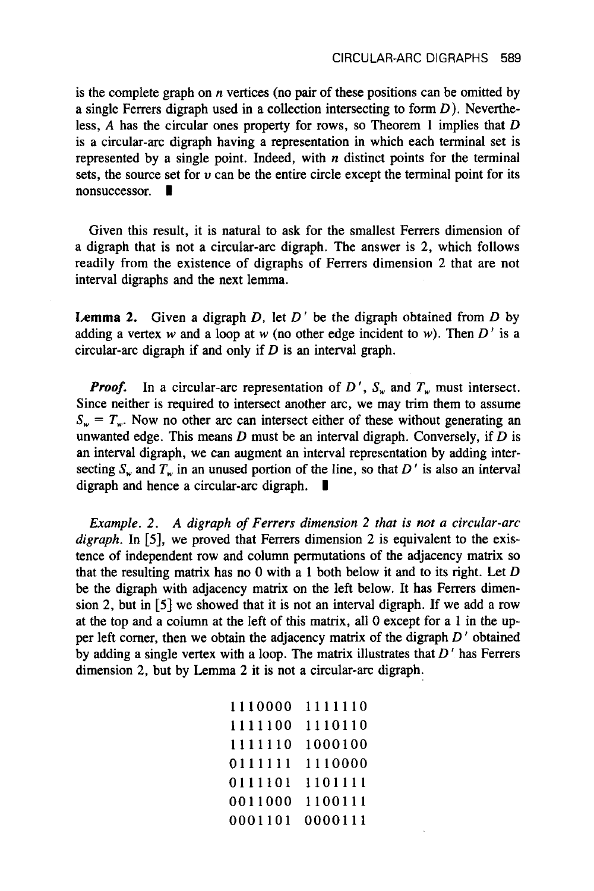is the complete graph on $n$ vertices (no pair of these positions can be omitted by a single Ferrers digraph used in a collection intersecting to form $D$). Nevertheless, $A$ has the circular ones property for rows, so Theorem 1 implies that $D$ is a circular-arc digraph having a representation in which each terminal set is represented by a single point. Indeed, with $n$ distinct points for the terminal sets, the source set for $v$ can be the entire circle except the terminal point for its nonsuccessor. ∎

Given this result, it is natural to ask for the smallest Ferrers dimension of a digraph that is not a circular-arc digraph. The answer is 2, which follows readily from the existence of digraphs of Ferrers dimension 2 that are not interval digraphs and the next lemma.

**Lemma 2.** Given a digraph $D$, let $D'$ be the digraph obtained from $D$ by adding a vertex $w$ and a loop at $w$ (no other edge incident to $w$). Then $D'$ is a circular-arc digraph if and only if $D$ is an interval graph.

***Proof.*** In a circular-arc representation of $D'$, $S_w$ and $T_w$ must intersect. Since neither is required to intersect another arc, we may trim them to assume $S_w = T_w$. Now no other arc can intersect either of these without generating an unwanted edge. This means $D$ must be an interval digraph. Conversely, if $D$ is an interval digraph, we can augment an interval representation by adding intersecting $S_w$ and $T_w$ in an unused portion of the line, so that $D'$ is also an interval digraph and hence a circular-arc digraph. ∎

*Example. 2. A digraph of Ferrers dimension 2 that is not a circular-arc digraph.* In [5], we proved that Ferrers dimension 2 is equivalent to the existence of independent row and column permutations of the adjacency matrix so that the resulting matrix has no 0 with a 1 both below it and to its right. Let $D$ be the digraph with adjacency matrix on the left below. It has Ferrers dimension 2, but in [5] we showed that it is not an interval digraph. If we add a row at the top and a column at the left of this matrix, all 0 except for a 1 in the upper left corner, then we obtain the adjacency matrix of the digraph $D'$ obtained by adding a single vertex with a loop. The matrix illustrates that $D'$ has Ferrers dimension 2, but by Lemma 2 it is not a circular-arc digraph.

```
1110000  1111110
1111100  1110110
1111110  1000100
0111111  1110000
0111101  1101111
0011000  1100111
0001101  0000111
```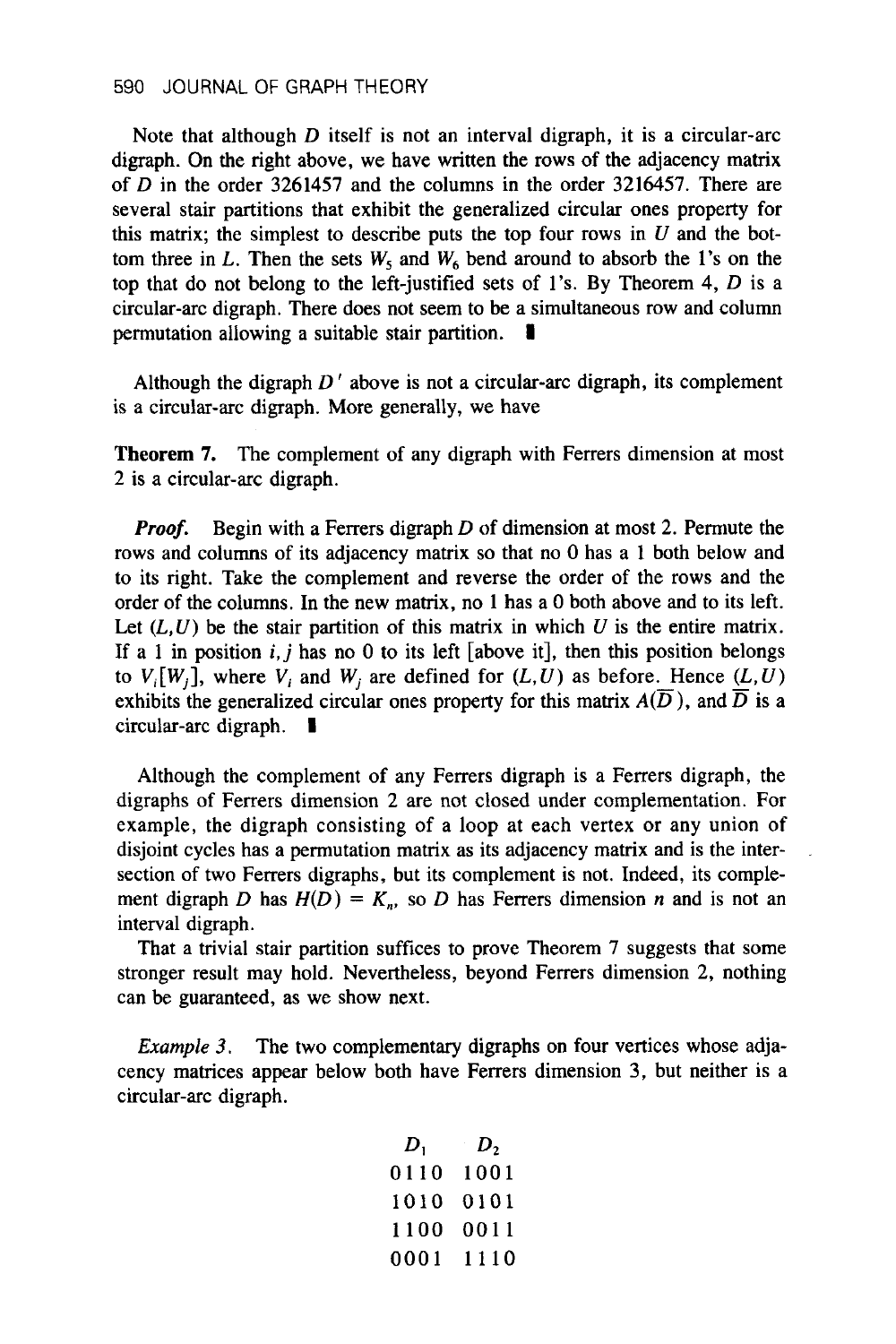Note that although $D$ itself is not an interval digraph, it is a circular-arc digraph. On the right above, we have written the rows of the adjacency matrix of $D$ in the order 3261457 and the columns in the order 3216457. There are several stair partitions that exhibit the generalized circular ones property for this matrix; the simplest to describe puts the top four rows in $U$ and the bottom three in $L$. Then the sets $W_5$ and $W_6$ bend around to absorb the 1's on the top that do not belong to the left-justified sets of 1's. By Theorem 4, $D$ is a circular-arc digraph. There does not seem to be a simultaneous row and column permutation allowing a suitable stair partition. ∎

Although the digraph $D'$ above is not a circular-arc digraph, its complement is a circular-arc digraph. More generally, we have

**Theorem 7.** The complement of any digraph with Ferrers dimension at most 2 is a circular-arc digraph.

***Proof.*** Begin with a Ferrers digraph $D$ of dimension at most 2. Permute the rows and columns of its adjacency matrix so that no 0 has a 1 both below and to its right. Take the complement and reverse the order of the rows and the order of the columns. In the new matrix, no 1 has a 0 both above and to its left. Let $(L, U)$ be the stair partition of this matrix in which $U$ is the entire matrix. If a 1 in position $i, j$ has no 0 to its left [above it], then this position belongs to $V_i[W_j]$, where $V_i$ and $W_j$ are defined for $(L, U)$ as before. Hence $(L, U)$ exhibits the generalized circular ones property for this matrix $A(\overline{D})$, and $\overline{D}$ is a circular-arc digraph. ∎

Although the complement of any Ferrers digraph is a Ferrers digraph, the digraphs of Ferrers dimension 2 are not closed under complementation. For example, the digraph consisting of a loop at each vertex or any union of disjoint cycles has a permutation matrix as its adjacency matrix and is the intersection of two Ferrers digraphs, but its complement is not. Indeed, its complement digraph $D$ has $H(D) = K_n$, so $D$ has Ferrers dimension $n$ and is not an interval digraph.

That a trivial stair partition suffices to prove Theorem 7 suggests that some stronger result may hold. Nevertheless, beyond Ferrers dimension 2, nothing can be guaranteed, as we show next.

*Example 3.* The two complementary digraphs on four vertices whose adjacency matrices appear below both have Ferrers dimension 3, but neither is a circular-arc digraph.

| $D_1$ | $D_2$ |
|---|---|
| 0110 | 1001 |
| 1010 | 0101 |
| 1100 | 0011 |
| 0001 | 1110 |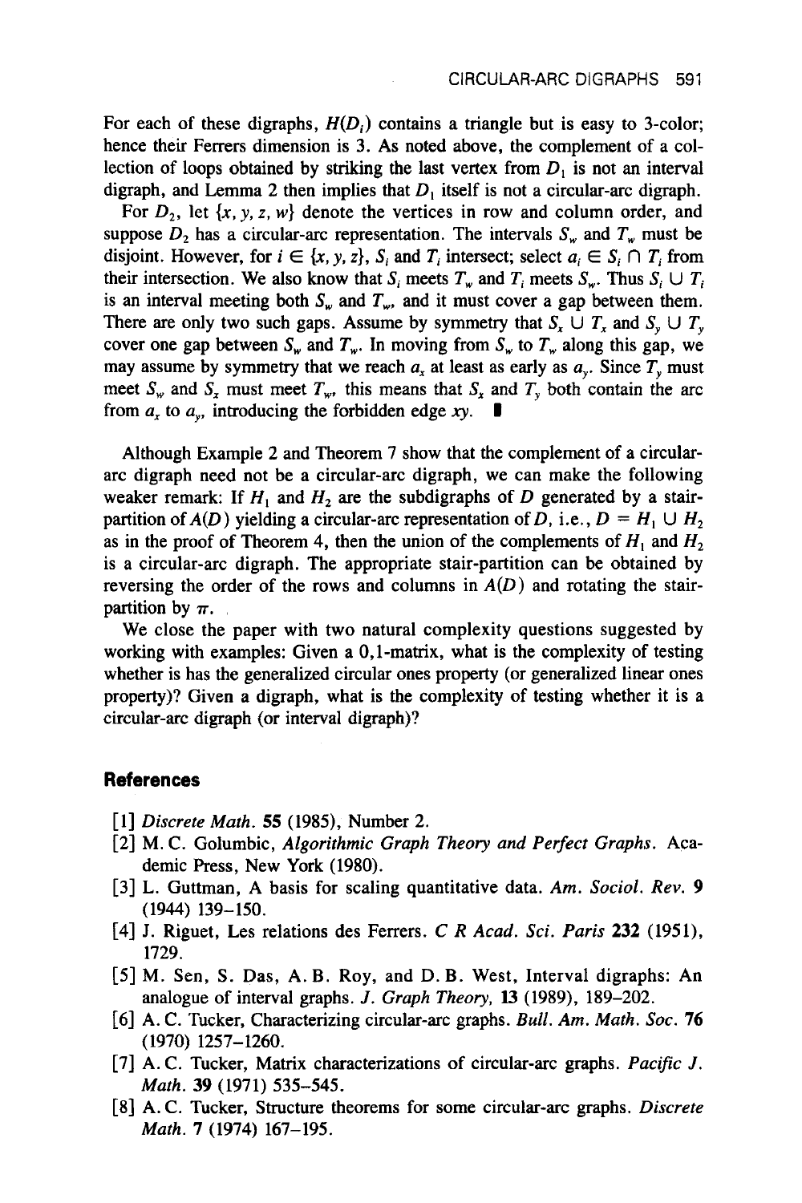For each of these digraphs, $H(D_i)$ contains a triangle but is easy to 3-color; hence their Ferrers dimension is 3. As noted above, the complement of a collection of loops obtained by striking the last vertex from $D_1$ is not an interval digraph, and Lemma 2 then implies that $D_1$ itself is not a circular-arc digraph.

For $D_2$, let $\{x, y, z, w\}$ denote the vertices in row and column order, and suppose $D_2$ has a circular-arc representation. The intervals $S_w$ and $T_w$ must be disjoint. However, for $i \in \{x, y, z\}$, $S_i$ and $T_i$ intersect; select $a_i \in S_i \cap T_i$ from their intersection. We also know that $S_i$ meets $T_w$ and $T_i$ meets $S_w$. Thus $S_i \cup T_i$ is an interval meeting both $S_w$ and $T_w$, and it must cover a gap between them. There are only two such gaps. Assume by symmetry that $S_x \cup T_x$ and $S_y \cup T_y$ cover one gap between $S_w$ and $T_w$. In moving from $S_w$ to $T_w$ along this gap, we may assume by symmetry that we reach $a_x$ at least as early as $a_y$. Since $T_y$ must meet $S_w$ and $S_x$ must meet $T_w$, this means that $S_x$ and $T_y$ both contain the arc from $a_x$ to $a_y$, introducing the forbidden edge $xy$. ∎

Although Example 2 and Theorem 7 show that the complement of a circular-arc digraph need not be a circular-arc digraph, we can make the following weaker remark: If $H_1$ and $H_2$ are the subdigraphs of $D$ generated by a stair-partition of $A(D)$ yielding a circular-arc representation of $D$, i.e., $D = H_1 \cup H_2$ as in the proof of Theorem 4, then the union of the complements of $H_1$ and $H_2$ is a circular-arc digraph. The appropriate stair-partition can be obtained by reversing the order of the rows and columns in $A(D)$ and rotating the stair-partition by $\pi$.

We close the paper with two natural complexity questions suggested by working with examples: Given a 0,1-matrix, what is the complexity of testing whether is has the generalized circular ones property (or generalized linear ones property)? Given a digraph, what is the complexity of testing whether it is a circular-arc digraph (or interval digraph)?

## References

[1] *Discrete Math.* **55** (1985), Number 2.

[2] M. C. Golumbic, *Algorithmic Graph Theory and Perfect Graphs*. Academic Press, New York (1980).

[3] L. Guttman, A basis for scaling quantitative data. *Am. Sociol. Rev.* **9** (1944) 139–150.

[4] J. Riguet, Les relations des Ferrers. *C R Acad. Sci. Paris* **232** (1951), 1729.

[5] M. Sen, S. Das, A. B. Roy, and D. B. West, Interval digraphs: An analogue of interval graphs. *J. Graph Theory,* **13** (1989), 189–202.

[6] A. C. Tucker, Characterizing circular-arc graphs. *Bull. Am. Math. Soc.* **76** (1970) 1257–1260.

[7] A. C. Tucker, Matrix characterizations of circular-arc graphs. *Pacific J. Math.* **39** (1971) 535–545.

[8] A. C. Tucker, Structure theorems for some circular-arc graphs. *Discrete Math.* **7** (1974) 167–195.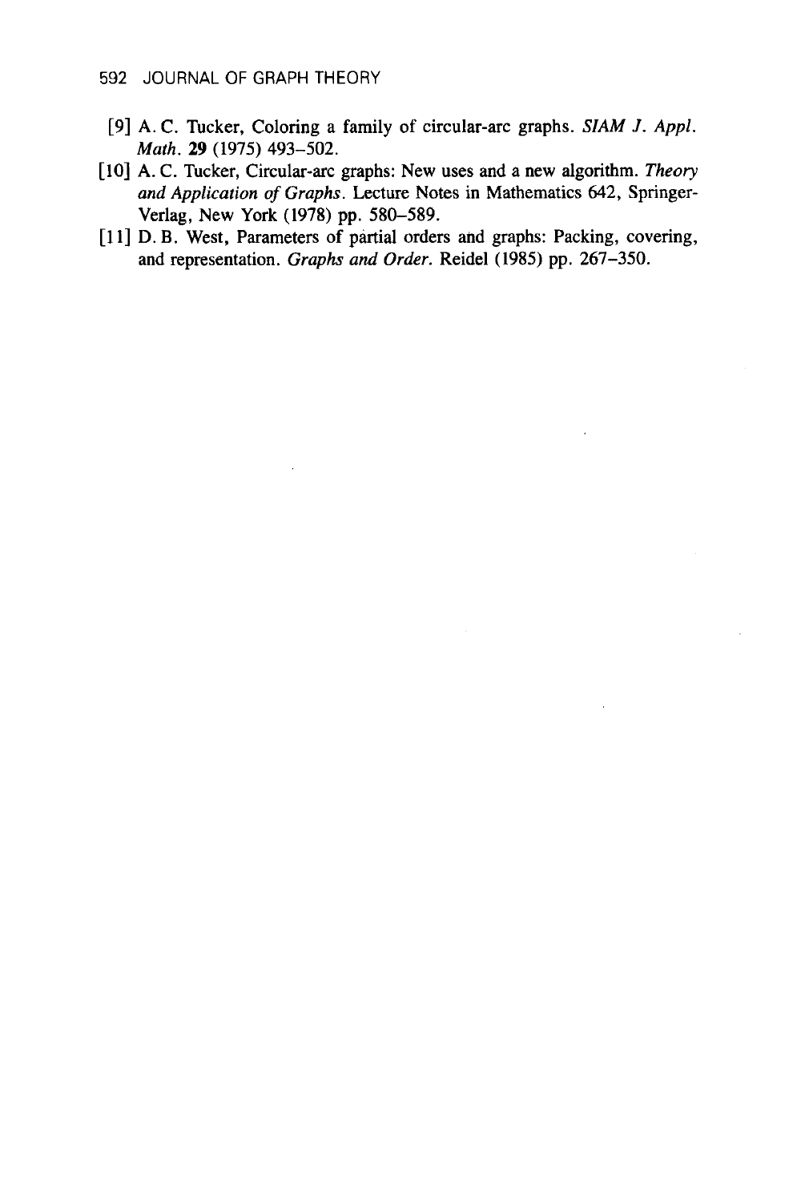[9] A. C. Tucker, Coloring a family of circular-arc graphs. *SIAM J. Appl. Math.* **29** (1975) 493–502.

[10] A. C. Tucker, Circular-arc graphs: New uses and a new algorithm. *Theory and Application of Graphs*. Lecture Notes in Mathematics 642, Springer-Verlag, New York (1978) pp. 580–589.

[11] D. B. West, Parameters of partial orders and graphs: Packing, covering, and representation. *Graphs and Order*. Reidel (1985) pp. 267–350.